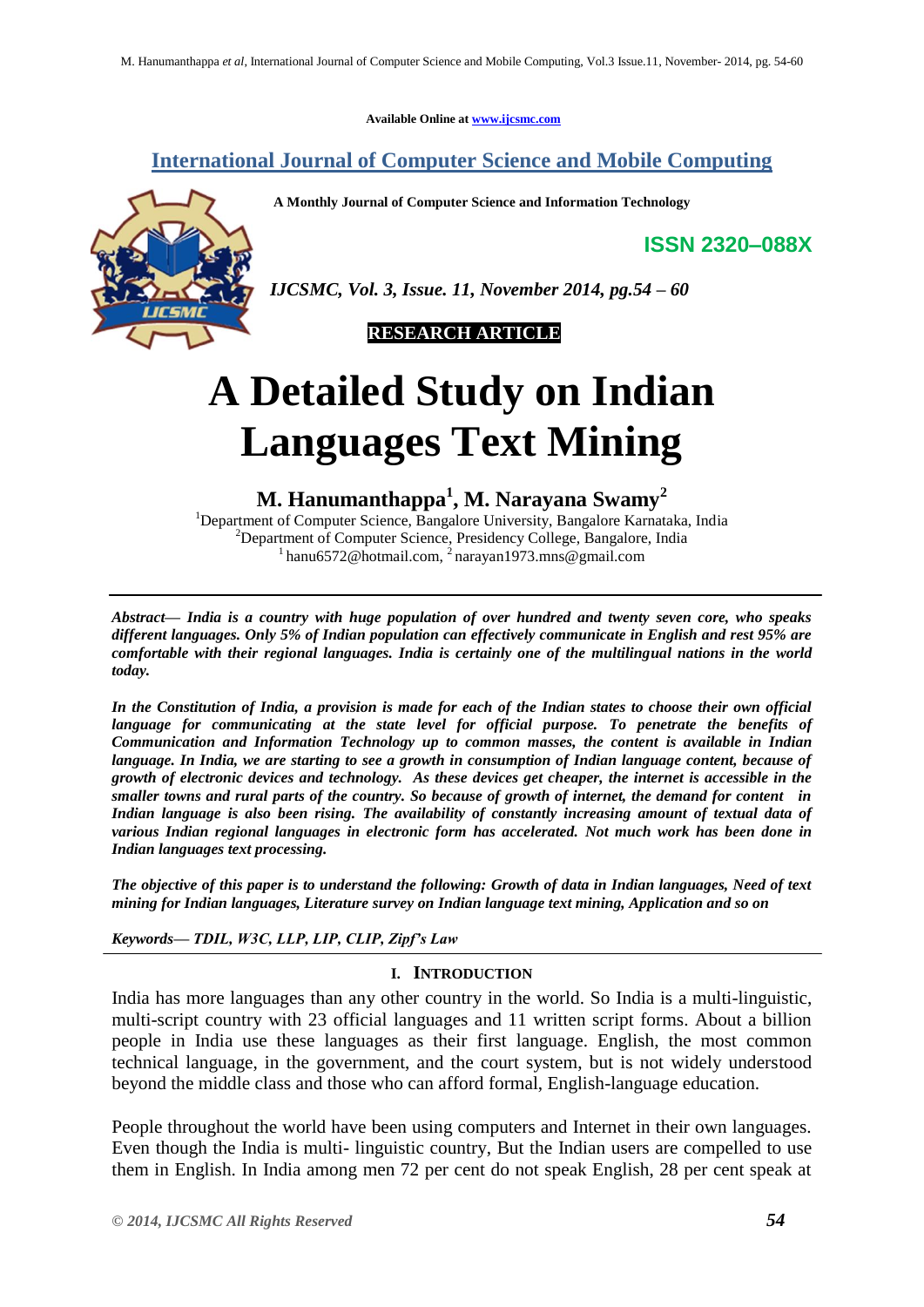Available Online at www.ijcsmc.com

# International Journal of Computer Science and Mobile Computing

**A Monthly Journal of Computer Science and Information Technology**

**ISSN 2320–088X**

*IJCSMC, Vol. 3, Issue. 11, November 2014, pg.54 – 60*

**RESEARCH ARTICLE**

# A Detailed Study on Indian Languages Text Mining

**M. Hanumanthappa[1], M. Narayana Swamy[2]**

[1]Department of Computer Science, Bangalore University, Bangalore Karnataka, India
[2]Department of Computer Science, Presidency College, Bangalore, India
[1] hanu6572@hotmail.com, [2] narayan1973.mns@gmail.com

***Abstract*— *India is a country with huge population of over hundred and twenty seven core, who speaks different languages. Only 5% of Indian population can effectively communicate in English and rest 95% are comfortable with their regional languages. India is certainly one of the multilingual nations in the world today.***

***In the Constitution of India, a provision is made for each of the Indian states to choose their own official language for communicating at the state level for official purpose. To penetrate the benefits of Communication and Information Technology up to common masses, the content is available in Indian language. In India, we are starting to see a growth in consumption of Indian language content, because of growth of electronic devices and technology. As these devices get cheaper, the internet is accessible in the smaller towns and rural parts of the country. So because of growth of internet, the demand for content in Indian language is also been rising. The availability of constantly increasing amount of textual data of various Indian regional languages in electronic form has accelerated. Not much work has been done in Indian languages text processing.***

***The objective of this paper is to understand the following: Growth of data in Indian languages, Need of text mining for Indian languages, Literature survey on Indian language text mining, Application and so on***

***Keywords*— *TDIL, W3C, LLP, LIP, CLIP, Zipf's Law***

## I. Introduction

India has more languages than any other country in the world. So India is a multi-linguistic, multi-script country with 23 official languages and 11 written script forms. About a billion people in India use these languages as their first language. English, the most common technical language, in the government, and the court system, but is not widely understood beyond the middle class and those who can afford formal, English-language education.

People throughout the world have been using computers and Internet in their own languages. Even though the India is multi- linguistic country, But the Indian users are compelled to use them in English. In India among men 72 per cent do not speak English, 28 per cent speak at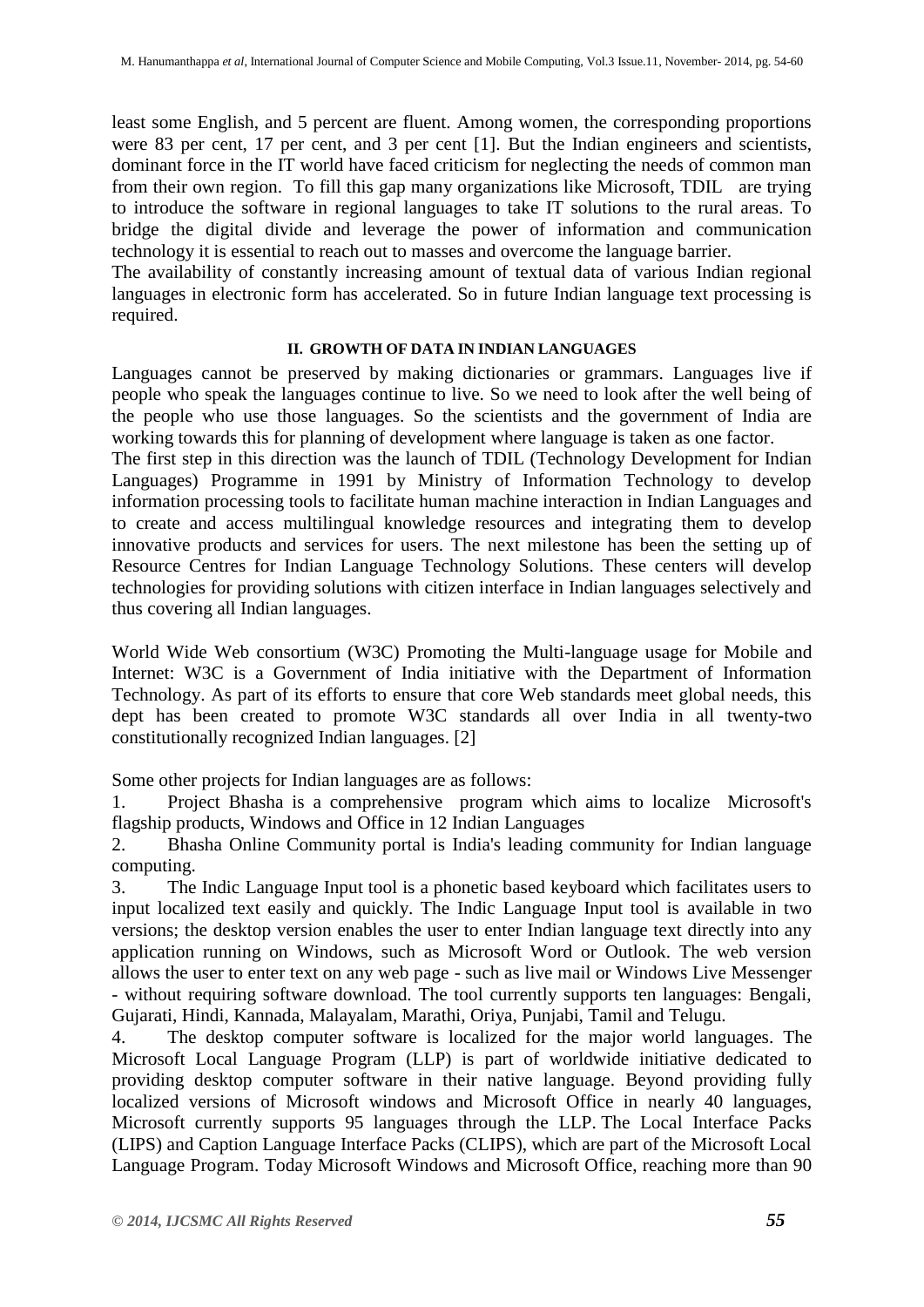least some English, and 5 percent are fluent. Among women, the corresponding proportions were 83 per cent, 17 per cent, and 3 per cent [1]. But the Indian engineers and scientists, dominant force in the IT world have faced criticism for neglecting the needs of common man from their own region. To fill this gap many organizations like Microsoft, TDIL are trying to introduce the software in regional languages to take IT solutions to the rural areas. To bridge the digital divide and leverage the power of information and communication technology it is essential to reach out to masses and overcome the language barrier.

The availability of constantly increasing amount of textual data of various Indian regional languages in electronic form has accelerated. So in future Indian language text processing is required.

## II. GROWTH OF DATA IN INDIAN LANGUAGES

Languages cannot be preserved by making dictionaries or grammars. Languages live if people who speak the languages continue to live. So we need to look after the well being of the people who use those languages. So the scientists and the government of India are working towards this for planning of development where language is taken as one factor.

The first step in this direction was the launch of TDIL (Technology Development for Indian Languages) Programme in 1991 by Ministry of Information Technology to develop information processing tools to facilitate human machine interaction in Indian Languages and to create and access multilingual knowledge resources and integrating them to develop innovative products and services for users. The next milestone has been the setting up of Resource Centres for Indian Language Technology Solutions. These centers will develop technologies for providing solutions with citizen interface in Indian languages selectively and thus covering all Indian languages.

World Wide Web consortium (W3C) Promoting the Multi-language usage for Mobile and Internet: W3C is a Government of India initiative with the Department of Information Technology. As part of its efforts to ensure that core Web standards meet global needs, this dept has been created to promote W3C standards all over India in all twenty-two constitutionally recognized Indian languages. [2]

Some other projects for Indian languages are as follows:

1. Project Bhasha is a comprehensive program which aims to localize Microsoft's flagship products, Windows and Office in 12 Indian Languages
2. Bhasha Online Community portal is India's leading community for Indian language computing.
3. The Indic Language Input tool is a phonetic based keyboard which facilitates users to input localized text easily and quickly. The Indic Language Input tool is available in two versions; the desktop version enables the user to enter Indian language text directly into any application running on Windows, such as Microsoft Word or Outlook. The web version allows the user to enter text on any web page - such as live mail or Windows Live Messenger - without requiring software download. The tool currently supports ten languages: Bengali, Gujarati, Hindi, Kannada, Malayalam, Marathi, Oriya, Punjabi, Tamil and Telugu.
4. The desktop computer software is localized for the major world languages. The Microsoft Local Language Program (LLP) is part of worldwide initiative dedicated to providing desktop computer software in their native language. Beyond providing fully localized versions of Microsoft windows and Microsoft Office in nearly 40 languages, Microsoft currently supports 95 languages through the LLP. The Local Interface Packs (LIPS) and Caption Language Interface Packs (CLIPS), which are part of the Microsoft Local Language Program. Today Microsoft Windows and Microsoft Office, reaching more than 90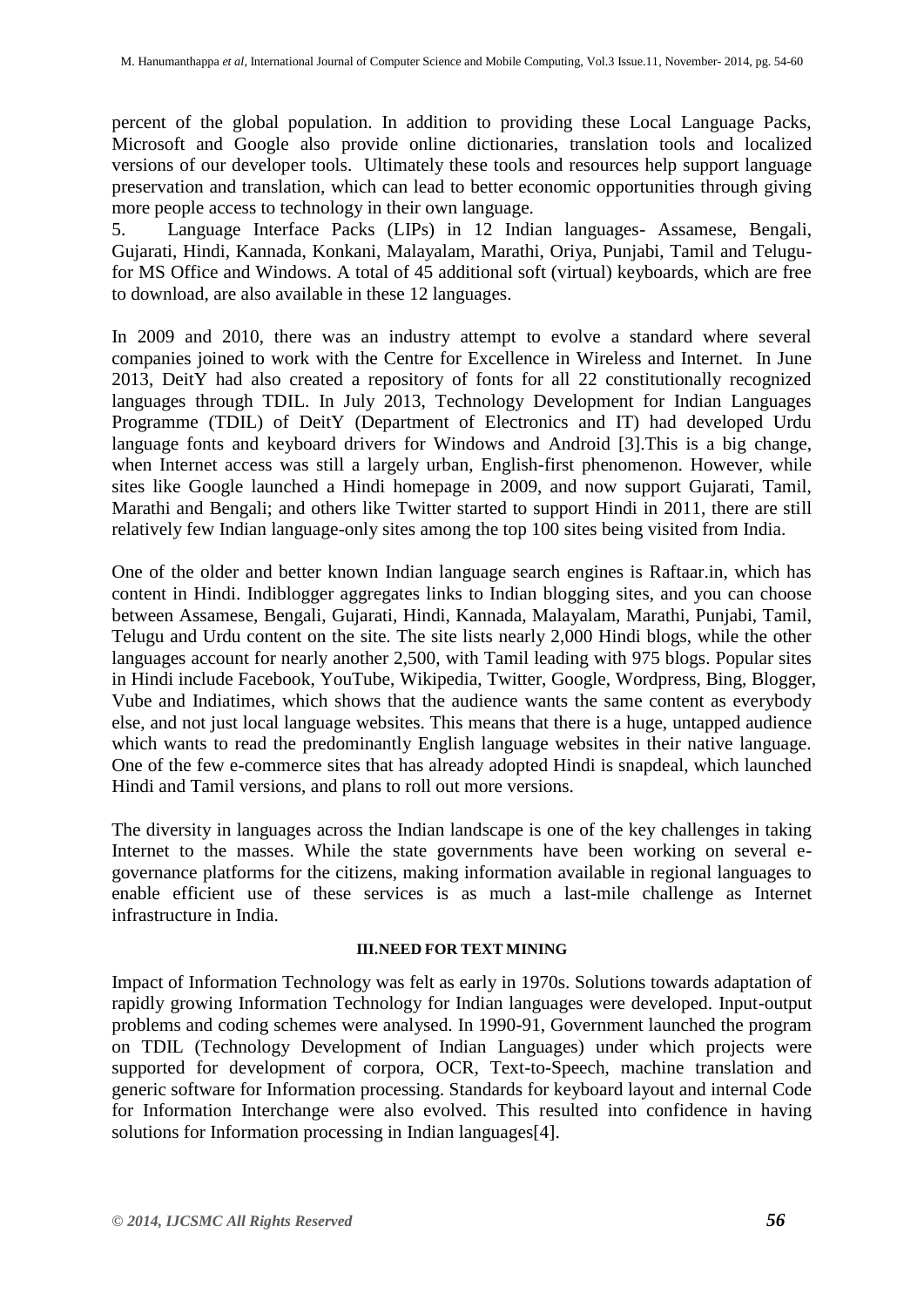percent of the global population. In addition to providing these Local Language Packs, Microsoft and Google also provide online dictionaries, translation tools and localized versions of our developer tools. Ultimately these tools and resources help support language preservation and translation, which can lead to better economic opportunities through giving more people access to technology in their own language.

5. Language Interface Packs (LIPs) in 12 Indian languages- Assamese, Bengali, Gujarati, Hindi, Kannada, Konkani, Malayalam, Marathi, Oriya, Punjabi, Tamil and Telugu-for MS Office and Windows. A total of 45 additional soft (virtual) keyboards, which are free to download, are also available in these 12 languages.

In 2009 and 2010, there was an industry attempt to evolve a standard where several companies joined to work with the Centre for Excellence in Wireless and Internet. In June 2013, DeitY had also created a repository of fonts for all 22 constitutionally recognized languages through TDIL. In July 2013, Technology Development for Indian Languages Programme (TDIL) of DeitY (Department of Electronics and IT) had developed Urdu language fonts and keyboard drivers for Windows and Android [3].This is a big change, when Internet access was still a largely urban, English-first phenomenon. However, while sites like Google launched a Hindi homepage in 2009, and now support Gujarati, Tamil, Marathi and Bengali; and others like Twitter started to support Hindi in 2011, there are still relatively few Indian language-only sites among the top 100 sites being visited from India.

One of the older and better known Indian language search engines is Raftaar.in, which has content in Hindi. Indiblogger aggregates links to Indian blogging sites, and you can choose between Assamese, Bengali, Gujarati, Hindi, Kannada, Malayalam, Marathi, Punjabi, Tamil, Telugu and Urdu content on the site. The site lists nearly 2,000 Hindi blogs, while the other languages account for nearly another 2,500, with Tamil leading with 975 blogs. Popular sites in Hindi include Facebook, YouTube, Wikipedia, Twitter, Google, Wordpress, Bing, Blogger, Vube and Indiatimes, which shows that the audience wants the same content as everybody else, and not just local language websites. This means that there is a huge, untapped audience which wants to read the predominantly English language websites in their native language. One of the few e-commerce sites that has already adopted Hindi is snapdeal, which launched Hindi and Tamil versions, and plans to roll out more versions.

The diversity in languages across the Indian landscape is one of the key challenges in taking Internet to the masses. While the state governments have been working on several e-governance platforms for the citizens, making information available in regional languages to enable efficient use of these services is as much a last-mile challenge as Internet infrastructure in India.

## III.NEED FOR TEXT MINING

Impact of Information Technology was felt as early in 1970s. Solutions towards adaptation of rapidly growing Information Technology for Indian languages were developed. Input-output problems and coding schemes were analysed. In 1990-91, Government launched the program on TDIL (Technology Development of Indian Languages) under which projects were supported for development of corpora, OCR, Text-to-Speech, machine translation and generic software for Information processing. Standards for keyboard layout and internal Code for Information Interchange were also evolved. This resulted into confidence in having solutions for Information processing in Indian languages[4].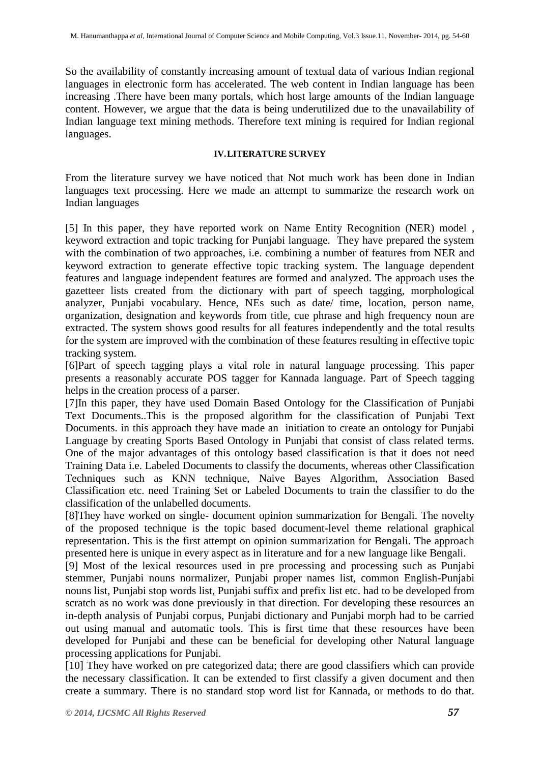So the availability of constantly increasing amount of textual data of various Indian regional languages in electronic form has accelerated. The web content in Indian language has been increasing .There have been many portals, which host large amounts of the Indian language content. However, we argue that the data is being underutilized due to the unavailability of Indian language text mining methods. Therefore text mining is required for Indian regional languages.

## IV. LITERATURE SURVEY

From the literature survey we have noticed that Not much work has been done in Indian languages text processing. Here we made an attempt to summarize the research work on Indian languages

[5] In this paper, they have reported work on Name Entity Recognition (NER) model , keyword extraction and topic tracking for Punjabi language. They have prepared the system with the combination of two approaches, i.e. combining a number of features from NER and keyword extraction to generate effective topic tracking system. The language dependent features and language independent features are formed and analyzed. The approach uses the gazetteer lists created from the dictionary with part of speech tagging, morphological analyzer, Punjabi vocabulary. Hence, NEs such as date/ time, location, person name, organization, designation and keywords from title, cue phrase and high frequency noun are extracted. The system shows good results for all features independently and the total results for the system are improved with the combination of these features resulting in effective topic tracking system.

[6]Part of speech tagging plays a vital role in natural language processing. This paper presents a reasonably accurate POS tagger for Kannada language. Part of Speech tagging helps in the creation process of a parser.

[7]In this paper, they have used Domain Based Ontology for the Classification of Punjabi Text Documents..This is the proposed algorithm for the classification of Punjabi Text Documents. in this approach they have made an initiation to create an ontology for Punjabi Language by creating Sports Based Ontology in Punjabi that consist of class related terms. One of the major advantages of this ontology based classification is that it does not need Training Data i.e. Labeled Documents to classify the documents, whereas other Classification Techniques such as KNN technique, Naive Bayes Algorithm, Association Based Classification etc. need Training Set or Labeled Documents to train the classifier to do the classification of the unlabelled documents.

[8]They have worked on single- document opinion summarization for Bengali. The novelty of the proposed technique is the topic based document-level theme relational graphical representation. This is the first attempt on opinion summarization for Bengali. The approach presented here is unique in every aspect as in literature and for a new language like Bengali.

[9] Most of the lexical resources used in pre processing and processing such as Punjabi stemmer, Punjabi nouns normalizer, Punjabi proper names list, common English-Punjabi nouns list, Punjabi stop words list, Punjabi suffix and prefix list etc. had to be developed from scratch as no work was done previously in that direction. For developing these resources an in-depth analysis of Punjabi corpus, Punjabi dictionary and Punjabi morph had to be carried out using manual and automatic tools. This is first time that these resources have been developed for Punjabi and these can be beneficial for developing other Natural language processing applications for Punjabi.

[10] They have worked on pre categorized data; there are good classifiers which can provide the necessary classification. It can be extended to first classify a given document and then create a summary. There is no standard stop word list for Kannada, or methods to do that.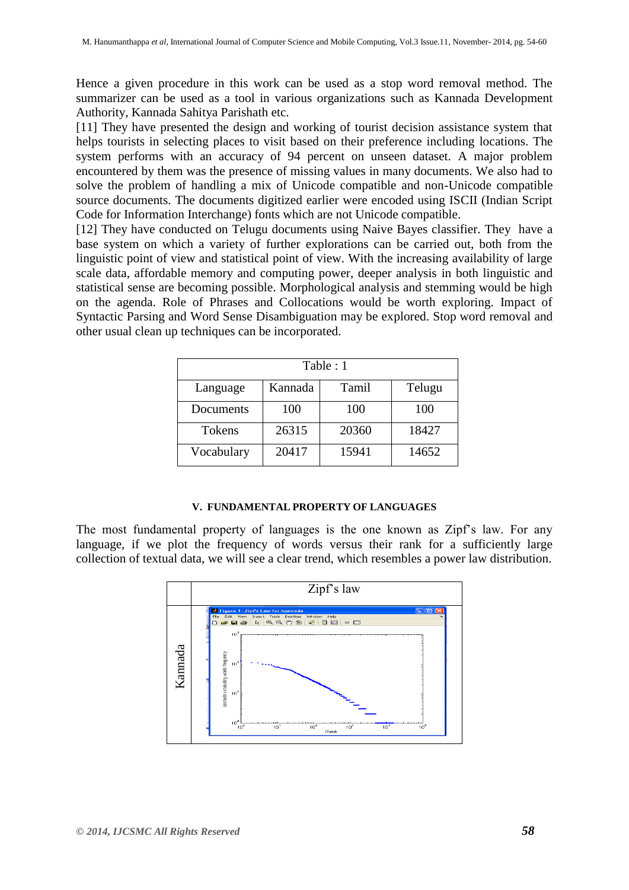Hence a given procedure in this work can be used as a stop word removal method. The summarizer can be used as a tool in various organizations such as Kannada Development Authority, Kannada Sahitya Parishath etc.

[11] They have presented the design and working of tourist decision assistance system that helps tourists in selecting places to visit based on their preference including locations. The system performs with an accuracy of 94 percent on unseen dataset. A major problem encountered by them was the presence of missing values in many documents. We also had to solve the problem of handling a mix of Unicode compatible and non-Unicode compatible source documents. The documents digitized earlier were encoded using ISCII (Indian Script Code for Information Interchange) fonts which are not Unicode compatible.

[12] They have conducted on Telugu documents using Naive Bayes classifier. They have a base system on which a variety of further explorations can be carried out, both from the linguistic point of view and statistical point of view. With the increasing availability of large scale data, affordable memory and computing power, deeper analysis in both linguistic and statistical sense are becoming possible. Morphological analysis and stemming would be high on the agenda. Role of Phrases and Collocations would be worth exploring. Impact of Syntactic Parsing and Word Sense Disambiguation may be explored. Stop word removal and other usual clean up techniques can be incorporated.

Table : 1

| Language | Kannada | Tamil | Telugu |
|---|---|---|---|
| Documents | 100 | 100 | 100 |
| Tokens | 26315 | 20360 | 18427 |
| Vocabulary | 20417 | 15941 | 14652 |

## V. FUNDAMENTAL PROPERTY OF LANGUAGES

The most fundamental property of languages is the one known as Zipf's law. For any language, if we plot the frequency of words versus their rank for a sufficiently large collection of textual data, we will see a clear trend, which resembles a power law distribution.

| | Zipf's law |
|---|---|
| Kannada | |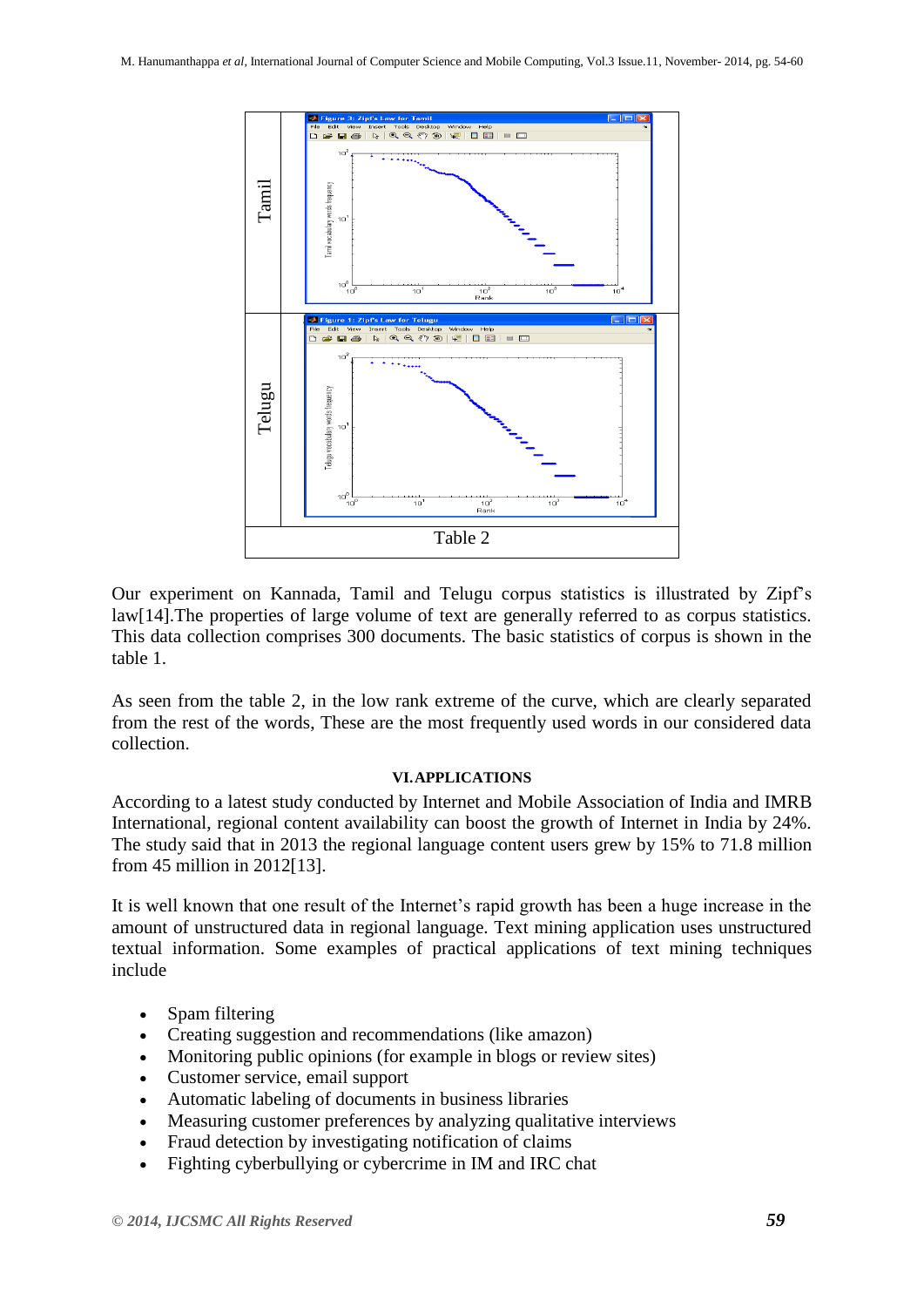| | |
|---|---|
| Tamil | |
| Telugu | |

Table 2

Our experiment on Kannada, Tamil and Telugu corpus statistics is illustrated by Zipf's law[14].The properties of large volume of text are generally referred to as corpus statistics. This data collection comprises 300 documents. The basic statistics of corpus is shown in the table 1.

As seen from the table 2, in the low rank extreme of the curve, which are clearly separated from the rest of the words, These are the most frequently used words in our considered data collection.

### VI. APPLICATIONS

According to a latest study conducted by Internet and Mobile Association of India and IMRB International, regional content availability can boost the growth of Internet in India by 24%. The study said that in 2013 the regional language content users grew by 15% to 71.8 million from 45 million in 2012[13].

It is well known that one result of the Internet's rapid growth has been a huge increase in the amount of unstructured data in regional language. Text mining application uses unstructured textual information. Some examples of practical applications of text mining techniques include

- Spam filtering
- Creating suggestion and recommendations (like amazon)
- Monitoring public opinions (for example in blogs or review sites)
- Customer service, email support
- Automatic labeling of documents in business libraries
- Measuring customer preferences by analyzing qualitative interviews
- Fraud detection by investigating notification of claims
- Fighting cyberbullying or cybercrime in IM and IRC chat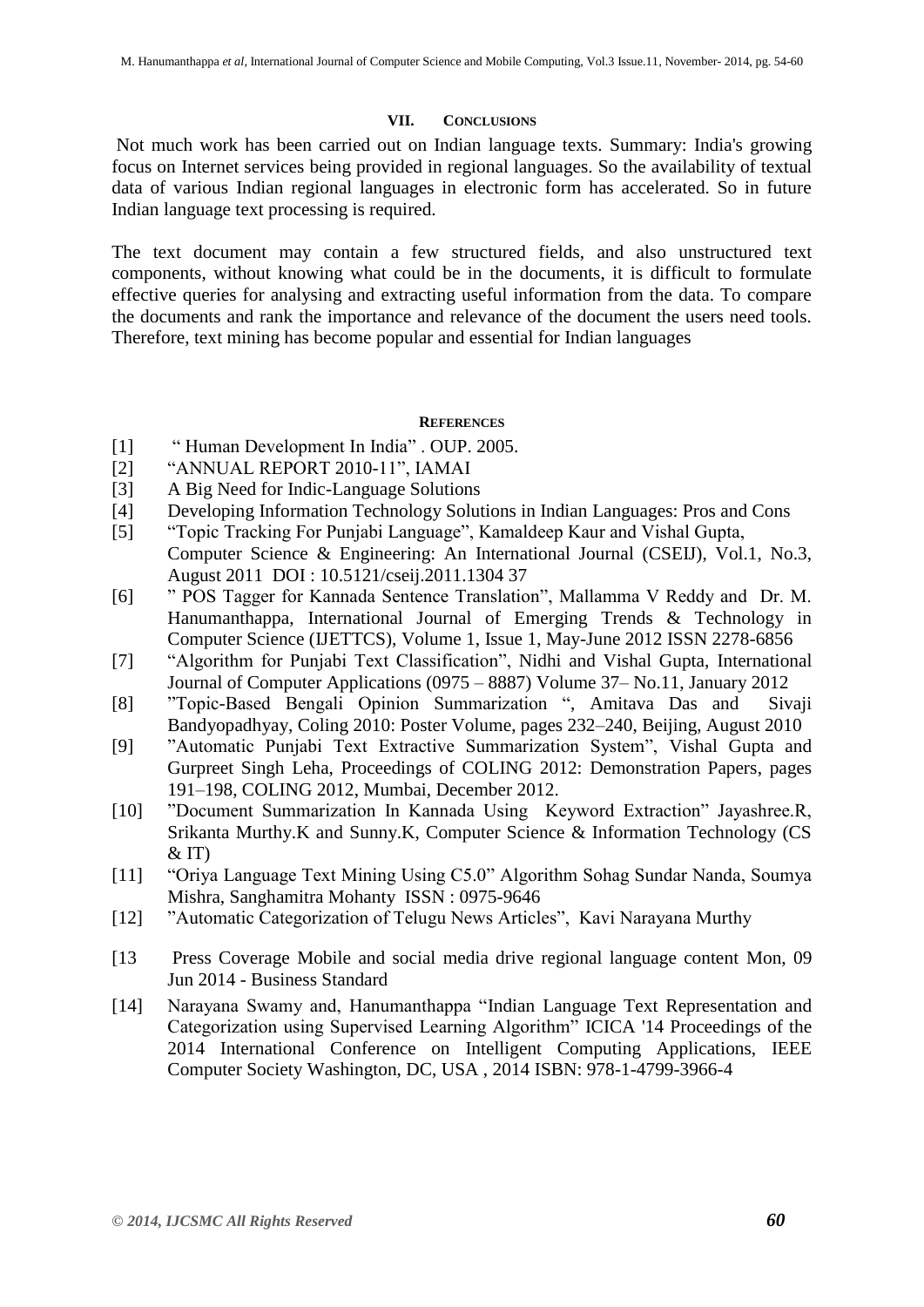## VII. Conclusions

Not much work has been carried out on Indian language texts. Summary: India's growing focus on Internet services being provided in regional languages. So the availability of textual data of various Indian regional languages in electronic form has accelerated. So in future Indian language text processing is required.

The text document may contain a few structured fields, and also unstructured text components, without knowing what could be in the documents, it is difficult to formulate effective queries for analysing and extracting useful information from the data. To compare the documents and rank the importance and relevance of the document the users need tools. Therefore, text mining has become popular and essential for Indian languages

## References

[1] " Human Development In India" . OUP. 2005.

[2] "ANNUAL REPORT 2010-11", IAMAI

[3] A Big Need for Indic-Language Solutions

[4] Developing Information Technology Solutions in Indian Languages: Pros and Cons

[5] "Topic Tracking For Punjabi Language", Kamaldeep Kaur and Vishal Gupta, Computer Science & Engineering: An International Journal (CSEIJ), Vol.1, No.3, August 2011 DOI : 10.5121/cseij.2011.1304 37

[6] " POS Tagger for Kannada Sentence Translation", Mallamma V Reddy and Dr. M. Hanumanthappa, International Journal of Emerging Trends & Technology in Computer Science (IJETTCS), Volume 1, Issue 1, May-June 2012 ISSN 2278-6856

[7] "Algorithm for Punjabi Text Classification", Nidhi and Vishal Gupta, International Journal of Computer Applications (0975 – 8887) Volume 37– No.11, January 2012

[8] "Topic-Based Bengali Opinion Summarization ", Amitava Das and Sivaji Bandyopadhyay, Coling 2010: Poster Volume, pages 232–240, Beijing, August 2010

[9] "Automatic Punjabi Text Extractive Summarization System", Vishal Gupta and Gurpreet Singh Leha, Proceedings of COLING 2012: Demonstration Papers, pages 191–198, COLING 2012, Mumbai, December 2012.

[10] "Document Summarization In Kannada Using Keyword Extraction" Jayashree.R, Srikanta Murthy.K and Sunny.K, Computer Science & Information Technology (CS & IT)

[11] "Oriya Language Text Mining Using C5.0" Algorithm Sohag Sundar Nanda, Soumya Mishra, Sanghamitra Mohanty ISSN : 0975-9646

[12] "Automatic Categorization of Telugu News Articles", Kavi Narayana Murthy

[13 Press Coverage Mobile and social media drive regional language content Mon, 09 Jun 2014 - Business Standard

[14] Narayana Swamy and, Hanumanthappa "Indian Language Text Representation and Categorization using Supervised Learning Algorithm" ICICA '14 Proceedings of the 2014 International Conference on Intelligent Computing Applications, IEEE Computer Society Washington, DC, USA , 2014 ISBN: 978-1-4799-3966-4